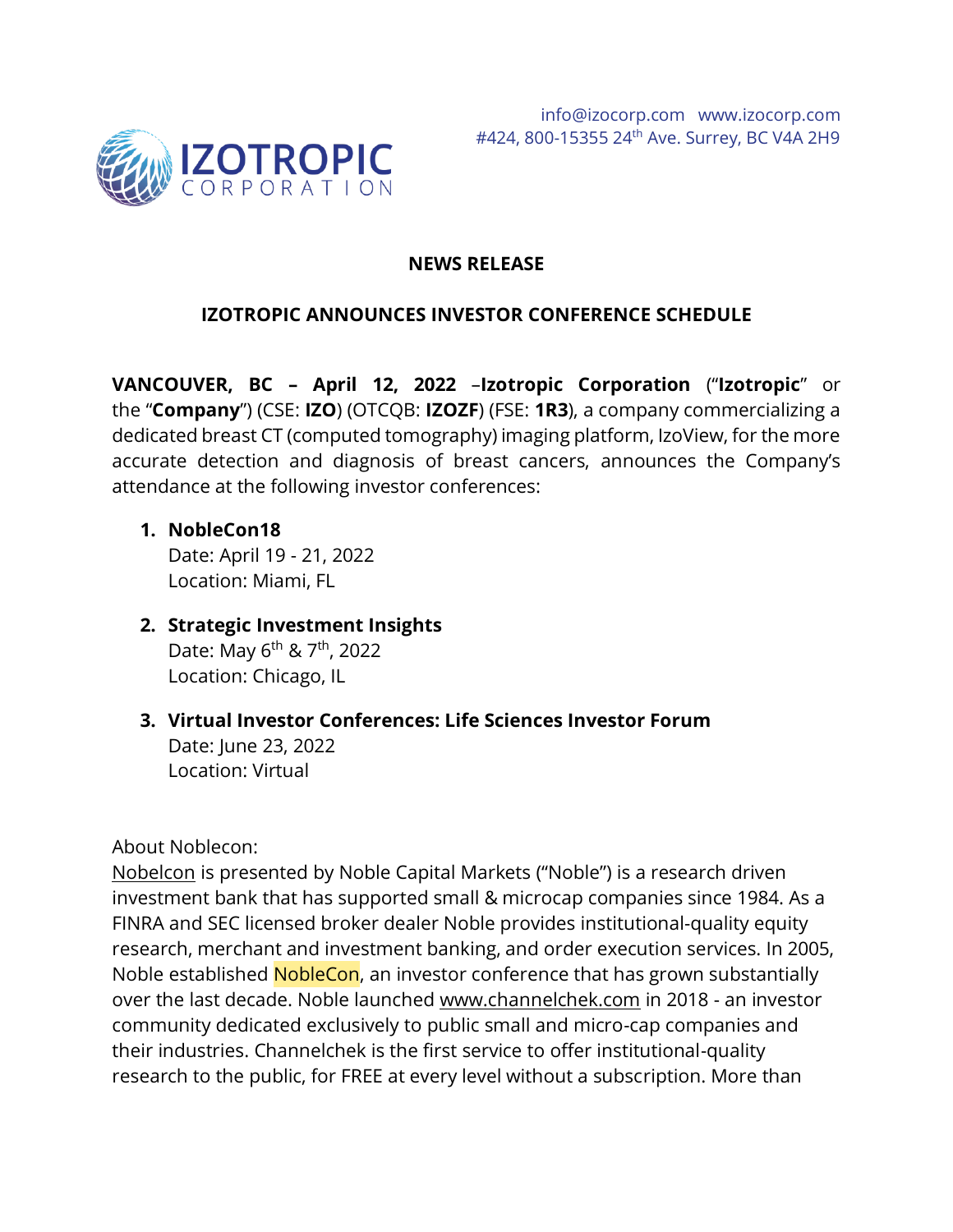info@izocorp.com www.izocorp.com
#424, 800-15355 24th Ave. Surrey, BC V4A 2H9

**NEWS RELEASE**

## IZOTROPIC ANNOUNCES INVESTOR CONFERENCE SCHEDULE

**VANCOUVER, BC – April 12, 2022** –**Izotropic Corporation** ("**Izotropic**" or the "**Company**") (CSE: **IZO**) (OTCQB: **IZOZF**) (FSE: **1R3**), a company commercializing a dedicated breast CT (computed tomography) imaging platform, IzoView, for the more accurate detection and diagnosis of breast cancers, announces the Company's attendance at the following investor conferences:

1. **NobleCon18**
   Date: April 19 - 21, 2022
   Location: Miami, FL

2. **Strategic Investment Insights**
   Date: May 6th & 7th, 2022
   Location: Chicago, IL

3. **Virtual Investor Conferences: Life Sciences Investor Forum**
   Date: June 23, 2022
   Location: Virtual

About Noblecon:
Nobelcon is presented by Noble Capital Markets ("Noble") is a research driven investment bank that has supported small & microcap companies since 1984. As a FINRA and SEC licensed broker dealer Noble provides institutional-quality equity research, merchant and investment banking, and order execution services. In 2005, Noble established NobleCon, an investor conference that has grown substantially over the last decade. Noble launched www.channelchek.com in 2018 - an investor community dedicated exclusively to public small and micro-cap companies and their industries. Channelchek is the first service to offer institutional-quality research to the public, for FREE at every level without a subscription. More than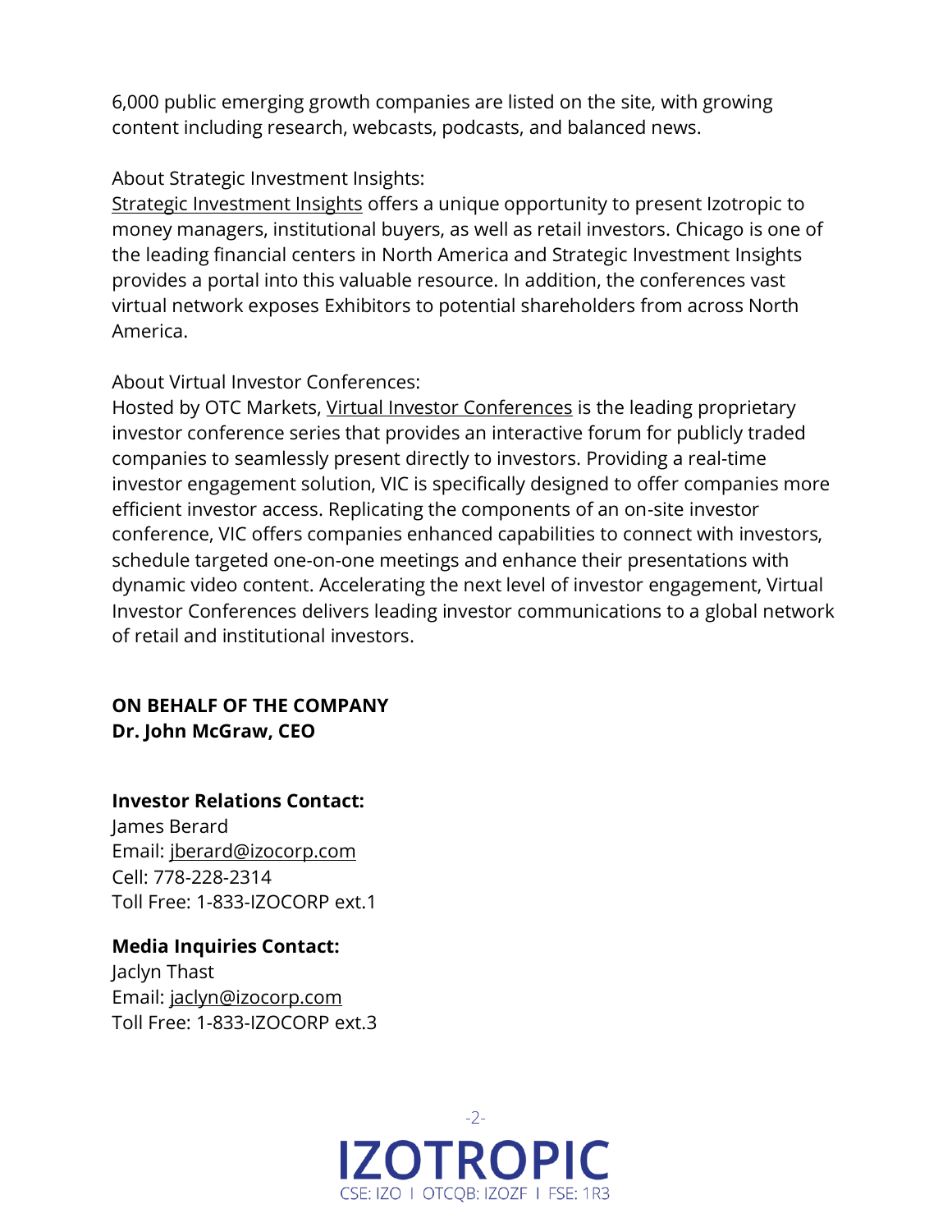6,000 public emerging growth companies are listed on the site, with growing content including research, webcasts, podcasts, and balanced news.

About Strategic Investment Insights:
Strategic Investment Insights offers a unique opportunity to present Izotropic to money managers, institutional buyers, as well as retail investors. Chicago is one of the leading financial centers in North America and Strategic Investment Insights provides a portal into this valuable resource. In addition, the conferences vast virtual network exposes Exhibitors to potential shareholders from across North America.

About Virtual Investor Conferences:
Hosted by OTC Markets, Virtual Investor Conferences is the leading proprietary investor conference series that provides an interactive forum for publicly traded companies to seamlessly present directly to investors. Providing a real-time investor engagement solution, VIC is specifically designed to offer companies more efficient investor access. Replicating the components of an on-site investor conference, VIC offers companies enhanced capabilities to connect with investors, schedule targeted one-on-one meetings and enhance their presentations with dynamic video content. Accelerating the next level of investor engagement, Virtual Investor Conferences delivers leading investor communications to a global network of retail and institutional investors.

**ON BEHALF OF THE COMPANY**
**Dr. John McGraw, CEO**

**Investor Relations Contact:**
James Berard
Email: jberard@izocorp.com
Cell: 778-228-2314
Toll Free: 1-833-IZOCORP ext.1

**Media Inquiries Contact:**
Jaclyn Thast
Email: jaclyn@izocorp.com
Toll Free: 1-833-IZOCORP ext.3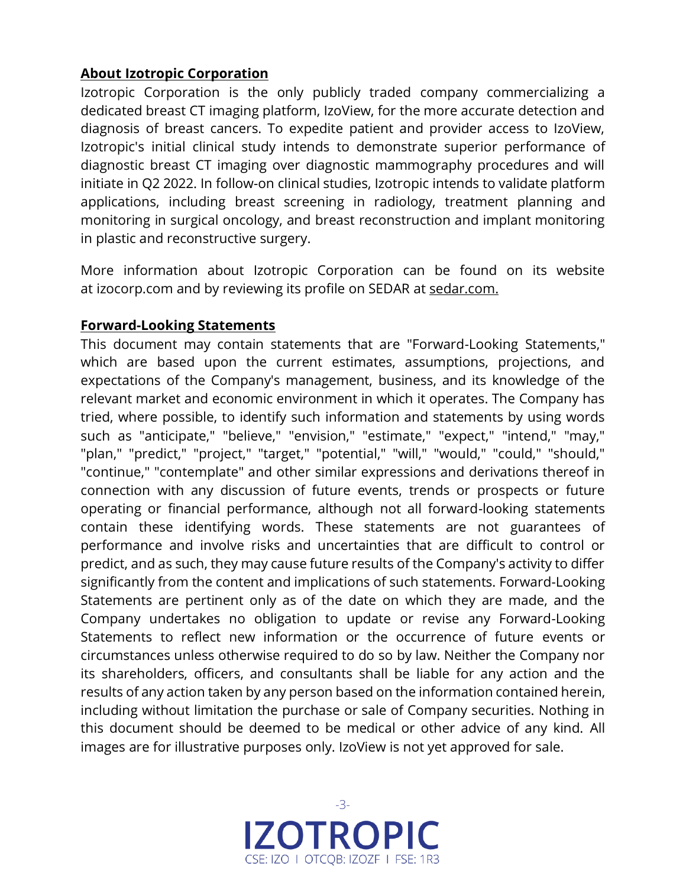## About Izotropic Corporation

Izotropic Corporation is the only publicly traded company commercializing a dedicated breast CT imaging platform, IzoView, for the more accurate detection and diagnosis of breast cancers. To expedite patient and provider access to IzoView, Izotropic's initial clinical study intends to demonstrate superior performance of diagnostic breast CT imaging over diagnostic mammography procedures and will initiate in Q2 2022. In follow-on clinical studies, Izotropic intends to validate platform applications, including breast screening in radiology, treatment planning and monitoring in surgical oncology, and breast reconstruction and implant monitoring in plastic and reconstructive surgery.

More information about Izotropic Corporation can be found on its website at izocorp.com and by reviewing its profile on SEDAR at sedar.com.

## Forward-Looking Statements

This document may contain statements that are "Forward-Looking Statements," which are based upon the current estimates, assumptions, projections, and expectations of the Company's management, business, and its knowledge of the relevant market and economic environment in which it operates. The Company has tried, where possible, to identify such information and statements by using words such as "anticipate," "believe," "envision," "estimate," "expect," "intend," "may," "plan," "predict," "project," "target," "potential," "will," "would," "could," "should," "continue," "contemplate" and other similar expressions and derivations thereof in connection with any discussion of future events, trends or prospects or future operating or financial performance, although not all forward-looking statements contain these identifying words. These statements are not guarantees of performance and involve risks and uncertainties that are difficult to control or predict, and as such, they may cause future results of the Company's activity to differ significantly from the content and implications of such statements. Forward-Looking Statements are pertinent only as of the date on which they are made, and the Company undertakes no obligation to update or revise any Forward-Looking Statements to reflect new information or the occurrence of future events or circumstances unless otherwise required to do so by law. Neither the Company nor its shareholders, officers, and consultants shall be liable for any action and the results of any action taken by any person based on the information contained herein, including without limitation the purchase or sale of Company securities. Nothing in this document should be deemed to be medical or other advice of any kind. All images are for illustrative purposes only. IzoView is not yet approved for sale.